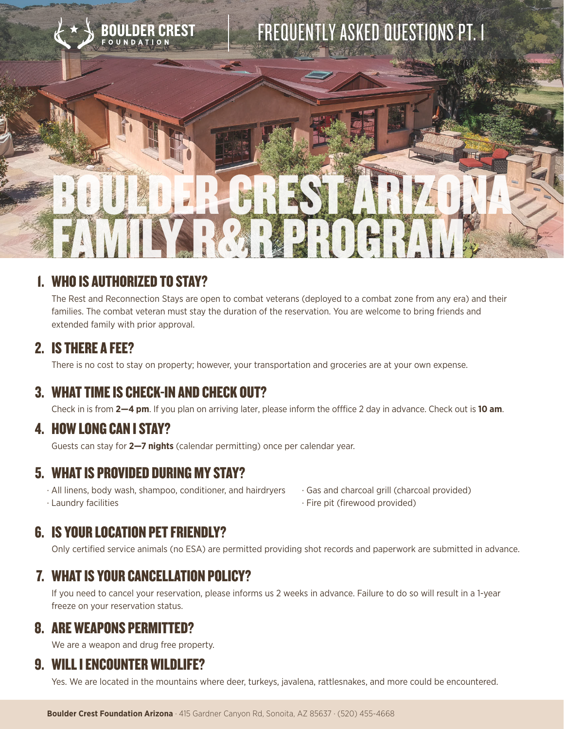BOULDER CREST FOUNDATION

# FREQUENTLY ASKED QUESTIONS PT. I

# BOULDER CREST ARIZONA FAMILY R&R PROGRAM

## 1. WHO IS AUTHORIZED TO STAY?

The Rest and Reconnection Stays are open to combat veterans (deployed to a combat zone from any era) and their families. The combat veteran must stay the duration of the reservation. You are welcome to bring friends and extended family with prior approval.

## 2. IS THERE A FEE?

There is no cost to stay on property; however, your transportation and groceries are at your own expense.

## 3. WHAT TIME IS CHECK-IN AND CHECK OUT?

Check in is from **2—4 pm**. If you plan on arriving later, please inform the offfice 2 day in advance. Check out is **10 am**.

## 4. HOW LONG CAN I STAY?

Guests can stay for **2—7 nights** (calendar permitting) once per calendar year.

## 5. WHAT IS PROVIDED DURING MY STAY?

- All linens, body wash, shampoo, conditioner, and hairdryers
- Laundry facilities
- Gas and charcoal grill (charcoal provided)
- Fire pit (firewood provided)

## 6. IS YOUR LOCATION PET FRIENDLY?

Only certified service animals (no ESA) are permitted providing shot records and paperwork are submitted in advance.

## 7. WHAT IS YOUR CANCELLATION POLICY?

If you need to cancel your reservation, please informs us 2 weeks in advance. Failure to do so will result in a 1-year freeze on your reservation status.

## 8. ARE WEAPONS PERMITTED?

We are a weapon and drug free property.

## 9. WILL I ENCOUNTER WILDLIFE?

Yes. We are located in the mountains where deer, turkeys, javalena, rattlesnakes, and more could be encountered.

**Boulder Crest Foundation Arizona** · 415 Gardner Canyon Rd, Sonoita, AZ 85637 · (520) 455-4668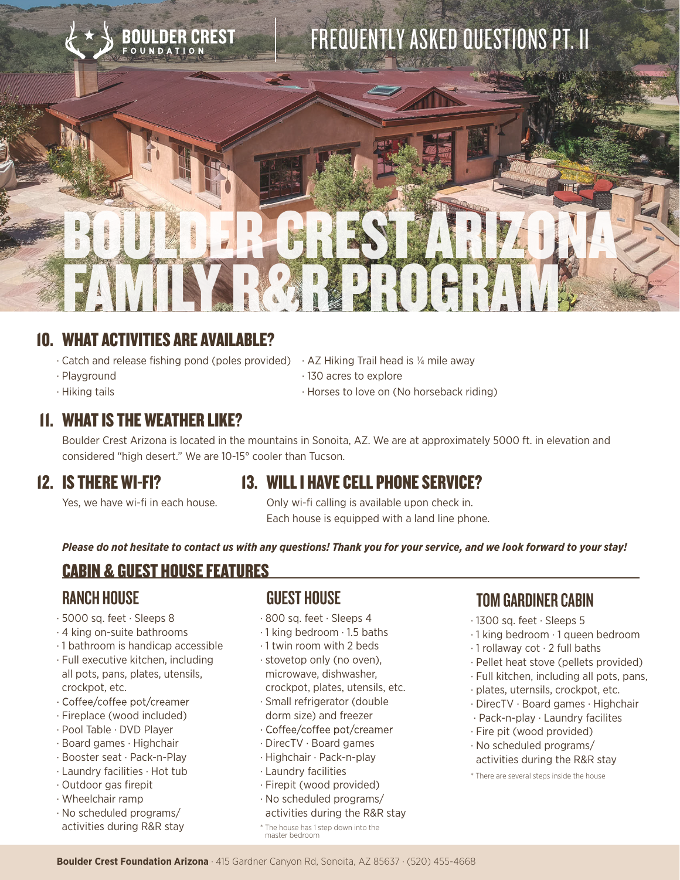BOULDER CREST FOUNDATION

# FREQUENTLY ASKED QUESTIONS PT. II

# BOULDER CREST ARIZONA FAMILY R&R PROGRAM

## 10. WHAT ACTIVITIES ARE AVAILABLE?

- Catch and release fishing pond (poles provided)
- Playground
- Hiking tails
- AZ Hiking Trail head is ¼ mile away
- 130 acres to explore
- Horses to love on (No horseback riding)

## 11. WHAT IS THE WEATHER LIKE?

Boulder Crest Arizona is located in the mountains in Sonoita, AZ. We are at approximately 5000 ft. in elevation and considered "high desert." We are 10-15° cooler than Tucson.

## 12. IS THERE WI-FI?

Yes, we have wi-fi in each house.

## 13. WILL I HAVE CELL PHONE SERVICE?

Only wi-fi calling is available upon check in.
Each house is equipped with a land line phone.

***Please do not hesitate to contact us with any questions! Thank you for your service, and we look forward to your stay!***

## CABIN & GUEST HOUSE FEATURES

### RANCH HOUSE

- 5000 sq. feet · Sleeps 8
- 4 king on-suite bathrooms
- 1 bathroom is handicap accessible
- Full executive kitchen, including all pots, pans, plates, utensils, crockpot, etc.
- Coffee/coffee pot/creamer
- Fireplace (wood included)
- Pool Table · DVD Player
- Board games · Highchair
- Booster seat · Pack-n-Play
- Laundry facilities · Hot tub
- Outdoor gas firepit
- Wheelchair ramp
- No scheduled programs/ activities during R&R stay

### GUEST HOUSE

- 800 sq. feet · Sleeps 4
- 1 king bedroom · 1.5 baths
- 1 twin room with 2 beds
- stovetop only (no oven), microwave, dishwasher, crockpot, plates, utensils, etc.
- Small refrigerator (double dorm size) and freezer
- Coffee/coffee pot/creamer
- DirecTV · Board games
- Highchair · Pack-n-play
- Laundry facilities
- Firepit (wood provided)
- No scheduled programs/ activities during the R&R stay

\* The house has 1 step down into the master bedroom

### TOM GARDINER CABIN

- 1300 sq. feet · Sleeps 5
- 1 king bedroom · 1 queen bedroom
- 1 rollaway cot · 2 full baths
- Pellet heat stove (pellets provided)
- Full kitchen, including all pots, pans,
- plates, uternsils, crockpot, etc.
- DirecTV · Board games · Highchair
- Pack-n-play · Laundry facilites
- Fire pit (wood provided)
- No scheduled programs/ activities during the R&R stay

\* There are several steps inside the house

**Boulder Crest Foundation Arizona** · 415 Gardner Canyon Rd, Sonoita, AZ 85637 · (520) 455-4668